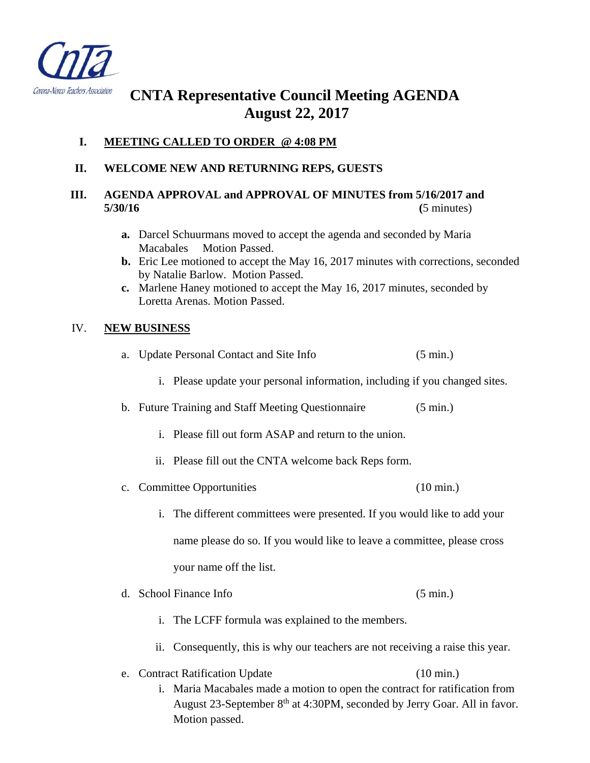Corona-Norco Teachers Association

# CNTA Representative Council Meeting AGENDA
# August 22, 2017

**I. MEETING CALLED TO ORDER @ 4:08 PM**

**II. WELCOME NEW AND RETURNING REPS, GUESTS**

**III. AGENDA APPROVAL and APPROVAL OF MINUTES from 5/16/2017 and 5/30/16** (5 minutes)

- **a.** Darcel Schuurmans moved to accept the agenda and seconded by Maria Macabales Motion Passed.
- **b.** Eric Lee motioned to accept the May 16, 2017 minutes with corrections, seconded by Natalie Barlow. Motion Passed.
- **c.** Marlene Haney motioned to accept the May 16, 2017 minutes, seconded by Loretta Arenas. Motion Passed.

IV. **NEW BUSINESS**

a. Update Personal Contact and Site Info (5 min.)

  i. Please update your personal information, including if you changed sites.

b. Future Training and Staff Meeting Questionnaire (5 min.)

  i. Please fill out form ASAP and return to the union.

  ii. Please fill out the CNTA welcome back Reps form.

c. Committee Opportunities (10 min.)

  i. The different committees were presented. If you would like to add your name please do so. If you would like to leave a committee, please cross your name off the list.

d. School Finance Info (5 min.)

  i. The LCFF formula was explained to the members.

  ii. Consequently, this is why our teachers are not receiving a raise this year.

e. Contract Ratification Update (10 min.)

  i. Maria Macabales made a motion to open the contract for ratification from August 23-September 8th at 4:30PM, seconded by Jerry Goar. All in favor. Motion passed.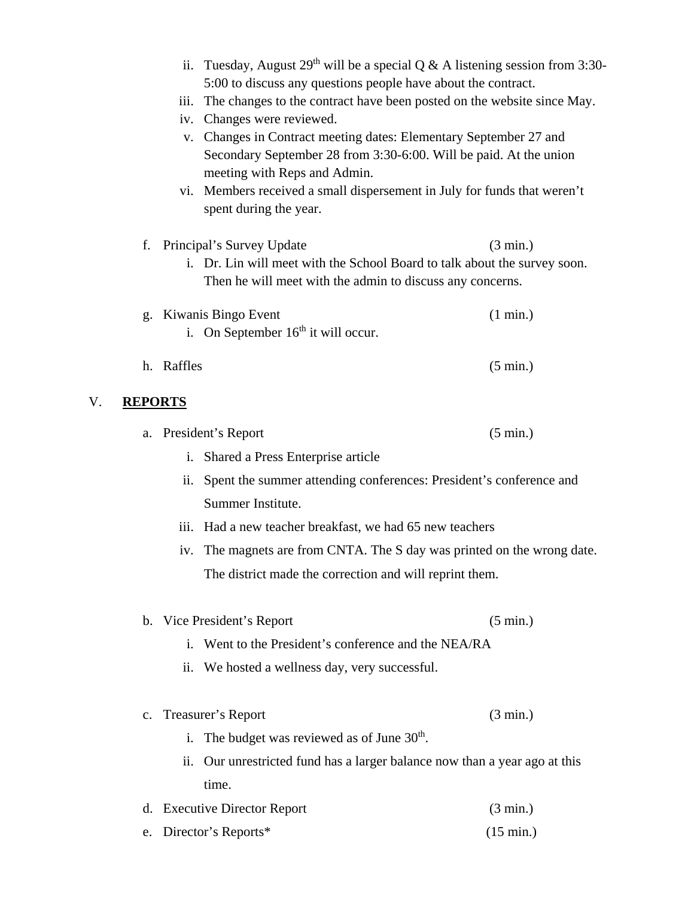ii. Tuesday, August 29th will be a special Q & A listening session from 3:30-5:00 to discuss any questions people have about the contract.
iii. The changes to the contract have been posted on the website since May.
iv. Changes were reviewed.
v. Changes in Contract meeting dates: Elementary September 27 and Secondary September 28 from 3:30-6:00. Will be paid. At the union meeting with Reps and Admin.
vi. Members received a small dispersement in July for funds that weren't spent during the year.

f. Principal's Survey Update (3 min.)
   i. Dr. Lin will meet with the School Board to talk about the survey soon. Then he will meet with the admin to discuss any concerns.

g. Kiwanis Bingo Event (1 min.)
   i. On September 16th it will occur.

h. Raffles (5 min.)

## V. **REPORTS**

a. President's Report (5 min.)
   i. Shared a Press Enterprise article
   ii. Spent the summer attending conferences: President's conference and Summer Institute.
   iii. Had a new teacher breakfast, we had 65 new teachers
   iv. The magnets are from CNTA. The S day was printed on the wrong date. The district made the correction and will reprint them.

b. Vice President's Report (5 min.)
   i. Went to the President's conference and the NEA/RA
   ii. We hosted a wellness day, very successful.

c. Treasurer's Report (3 min.)
   i. The budget was reviewed as of June 30th.
   ii. Our unrestricted fund has a larger balance now than a year ago at this time.

d. Executive Director Report (3 min.)

e. Director's Reports* (15 min.)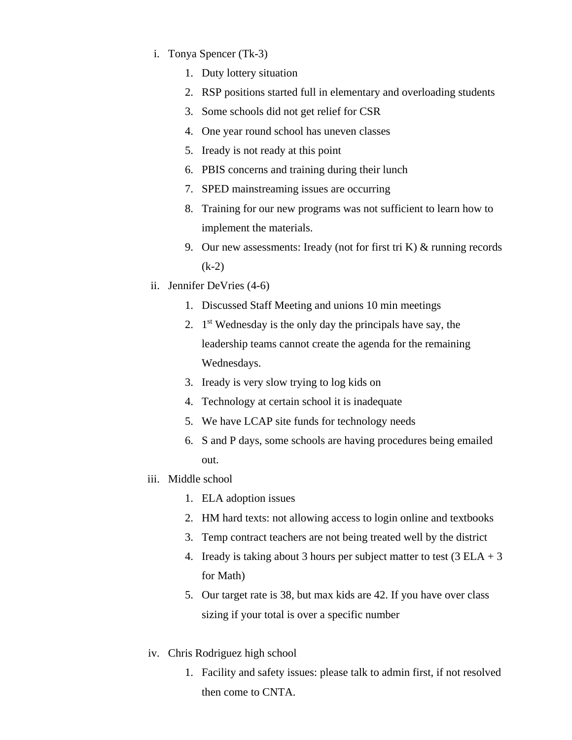i. Tonya Spencer (Tk-3)
    1. Duty lottery situation
    2. RSP positions started full in elementary and overloading students
    3. Some schools did not get relief for CSR
    4. One year round school has uneven classes
    5. Iready is not ready at this point
    6. PBIS concerns and training during their lunch
    7. SPED mainstreaming issues are occurring
    8. Training for our new programs was not sufficient to learn how to implement the materials.
    9. Our new assessments: Iready (not for first tri K) & running records (k-2)

ii. Jennifer DeVries (4-6)
    1. Discussed Staff Meeting and unions 10 min meetings
    2. 1st Wednesday is the only day the principals have say, the leadership teams cannot create the agenda for the remaining Wednesdays.
    3. Iready is very slow trying to log kids on
    4. Technology at certain school it is inadequate
    5. We have LCAP site funds for technology needs
    6. S and P days, some schools are having procedures being emailed out.

iii. Middle school
    1. ELA adoption issues
    2. HM hard texts: not allowing access to login online and textbooks
    3. Temp contract teachers are not being treated well by the district
    4. Iready is taking about 3 hours per subject matter to test (3 ELA + 3 for Math)
    5. Our target rate is 38, but max kids are 42. If you have over class sizing if your total is over a specific number

iv. Chris Rodriguez high school
    1. Facility and safety issues: please talk to admin first, if not resolved then come to CNTA.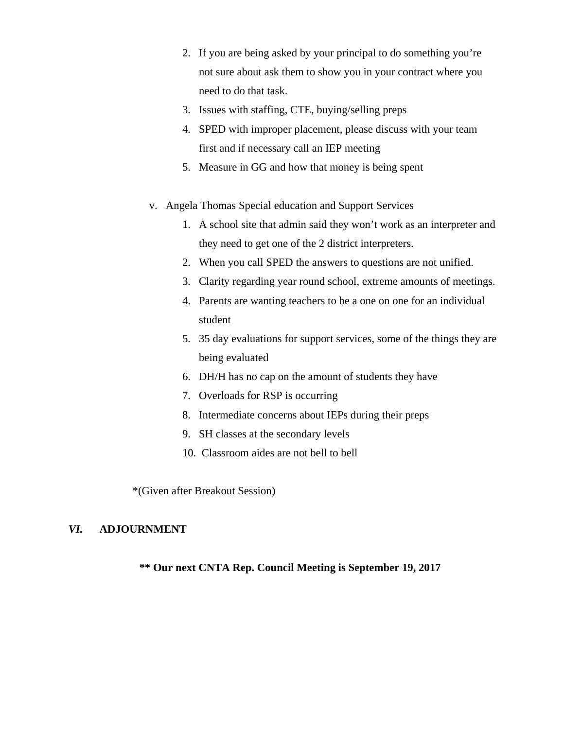2. If you are being asked by your principal to do something you’re not sure about ask them to show you in your contract where you need to do that task.
3. Issues with staffing, CTE, buying/selling preps
4. SPED with improper placement, please discuss with your team first and if necessary call an IEP meeting
5. Measure in GG and how that money is being spent

v. Angela Thomas Special education and Support Services

1. A school site that admin said they won’t work as an interpreter and they need to get one of the 2 district interpreters.
2. When you call SPED the answers to questions are not unified.
3. Clarity regarding year round school, extreme amounts of meetings.
4. Parents are wanting teachers to be a one on one for an individual student
5. 35 day evaluations for support services, some of the things they are being evaluated
6. DH/H has no cap on the amount of students they have
7. Overloads for RSP is occurring
8. Intermediate concerns about IEPs during their preps
9. SH classes at the secondary levels
10. Classroom aides are not bell to bell

*(Given after Breakout Session)

## *VI.* ADJOURNMENT

**** Our next CNTA Rep. Council Meeting is September 19, 2017**